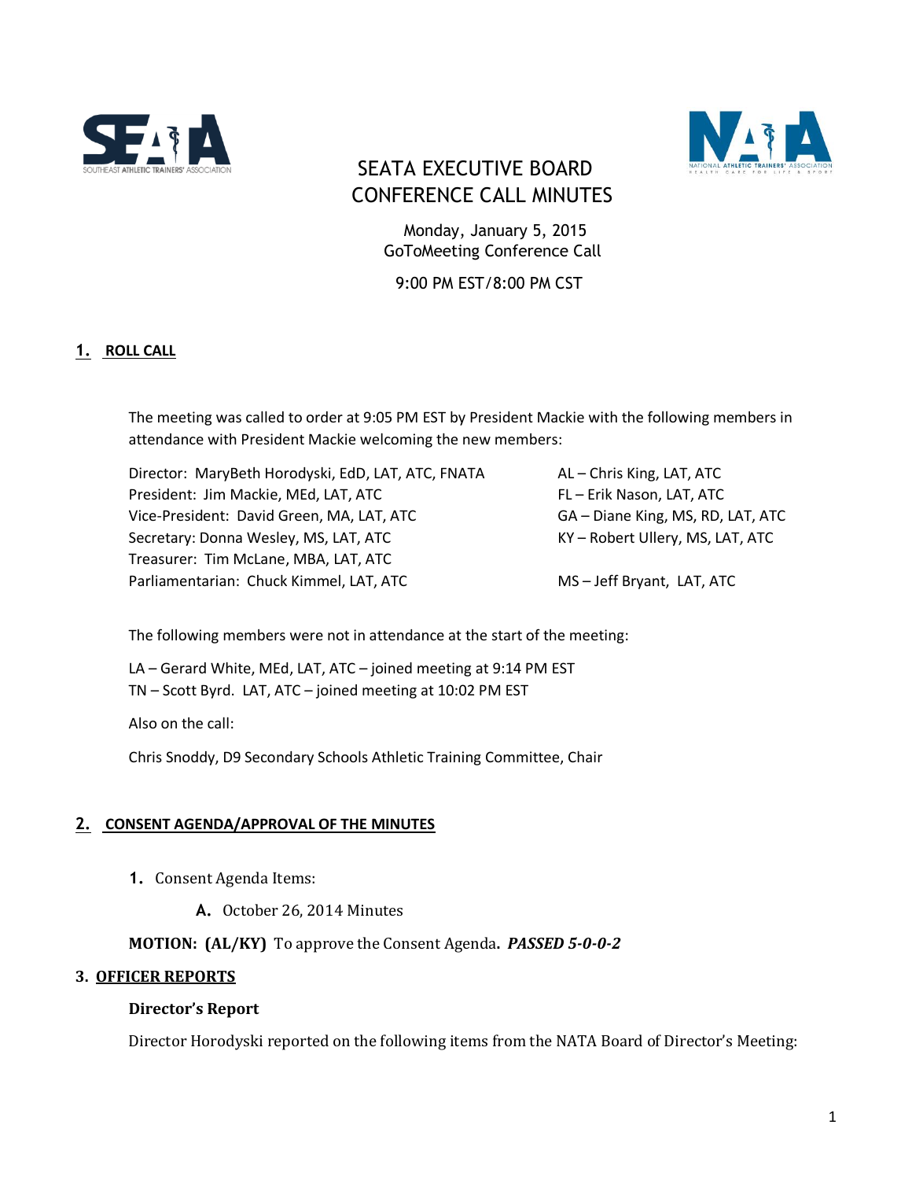# SEATA EXECUTIVE BOARD CONFERENCE CALL MINUTES

Monday, January 5, 2015
GoToMeeting Conference Call

9:00 PM EST/8:00 PM CST

## 1. ROLL CALL

The meeting was called to order at 9:05 PM EST by President Mackie with the following members in attendance with President Mackie welcoming the new members:

Director: MaryBeth Horodyski, EdD, LAT, ATC, FNATA
President: Jim Mackie, MEd, LAT, ATC
Vice-President: David Green, MA, LAT, ATC
Secretary: Donna Wesley, MS, LAT, ATC
Treasurer: Tim McLane, MBA, LAT, ATC
Parliamentarian: Chuck Kimmel, LAT, ATC

AL – Chris King, LAT, ATC
FL – Erik Nason, LAT, ATC
GA – Diane King, MS, RD, LAT, ATC
KY – Robert Ullery, MS, LAT, ATC
MS – Jeff Bryant, LAT, ATC

The following members were not in attendance at the start of the meeting:

LA – Gerard White, MEd, LAT, ATC – joined meeting at 9:14 PM EST
TN – Scott Byrd. LAT, ATC – joined meeting at 10:02 PM EST

Also on the call:

Chris Snoddy, D9 Secondary Schools Athletic Training Committee, Chair

## 2. CONSENT AGENDA/APPROVAL OF THE MINUTES

1. Consent Agenda Items:
   - A. October 26, 2014 Minutes

**MOTION: (AL/KY)** To approve the Consent Agenda**.** ***PASSED 5-0-0-2***

## 3. OFFICER REPORTS

### Director's Report

Director Horodyski reported on the following items from the NATA Board of Director's Meeting: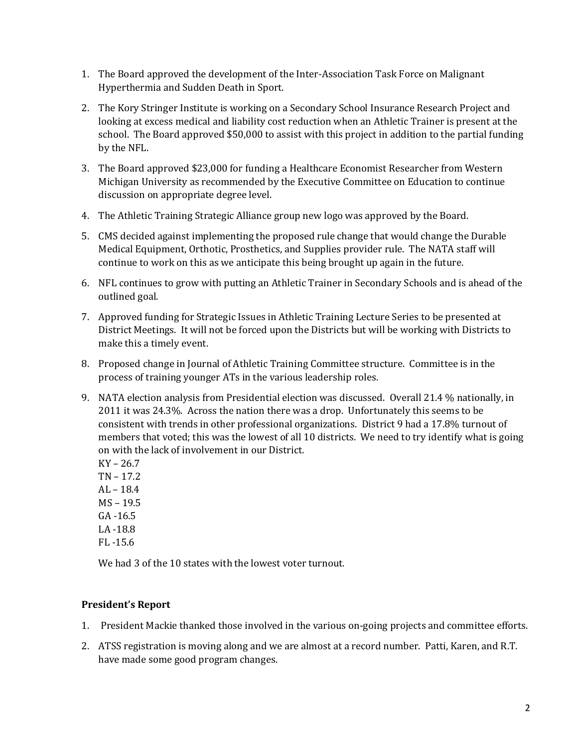1. The Board approved the development of the Inter-Association Task Force on Malignant Hyperthermia and Sudden Death in Sport.

2. The Kory Stringer Institute is working on a Secondary School Insurance Research Project and looking at excess medical and liability cost reduction when an Athletic Trainer is present at the school. The Board approved $50,000 to assist with this project in addition to the partial funding by the NFL.

3. The Board approved $23,000 for funding a Healthcare Economist Researcher from Western Michigan University as recommended by the Executive Committee on Education to continue discussion on appropriate degree level.

4. The Athletic Training Strategic Alliance group new logo was approved by the Board.

5. CMS decided against implementing the proposed rule change that would change the Durable Medical Equipment, Orthotic, Prosthetics, and Supplies provider rule. The NATA staff will continue to work on this as we anticipate this being brought up again in the future.

6. NFL continues to grow with putting an Athletic Trainer in Secondary Schools and is ahead of the outlined goal.

7. Approved funding for Strategic Issues in Athletic Training Lecture Series to be presented at District Meetings. It will not be forced upon the Districts but will be working with Districts to make this a timely event.

8. Proposed change in Journal of Athletic Training Committee structure. Committee is in the process of training younger ATs in the various leadership roles.

9. NATA election analysis from Presidential election was discussed. Overall 21.4 % nationally, in 2011 it was 24.3%. Across the nation there was a drop. Unfortunately this seems to be consistent with trends in other professional organizations. District 9 had a 17.8% turnout of members that voted; this was the lowest of all 10 districts. We need to try identify what is going on with the lack of involvement in our District.
   KY – 26.7
   TN – 17.2
   AL – 18.4
   MS – 19.5
   GA -16.5
   LA -18.8
   FL -15.6

   We had 3 of the 10 states with the lowest voter turnout.

**President's Report**

1. President Mackie thanked those involved in the various on-going projects and committee efforts.

2. ATSS registration is moving along and we are almost at a record number. Patti, Karen, and R.T. have made some good program changes.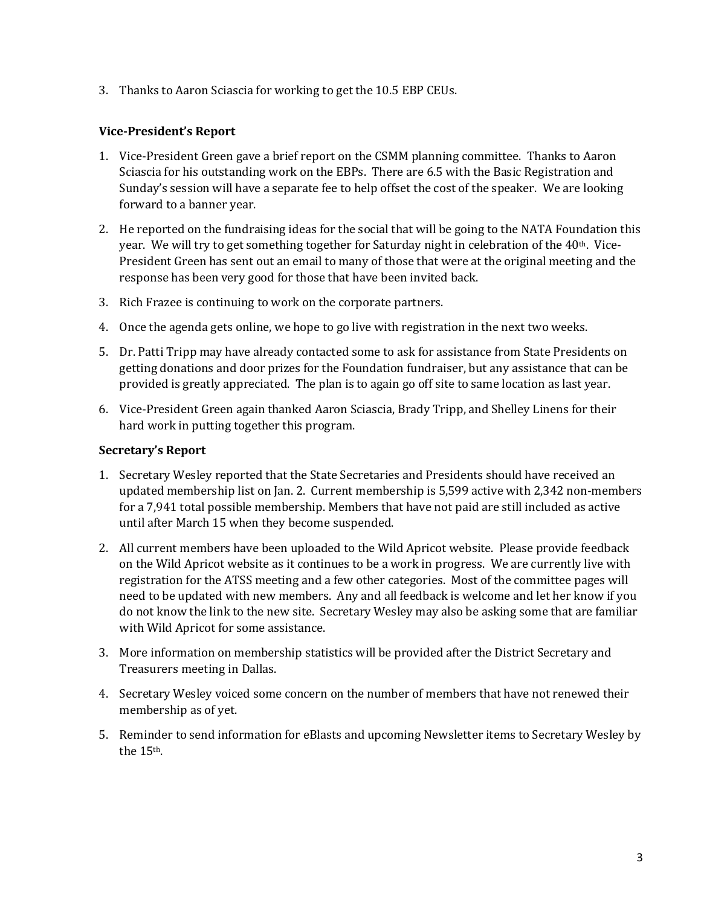3. Thanks to Aaron Sciascia for working to get the 10.5 EBP CEUs.

**Vice-President's Report**

1. Vice-President Green gave a brief report on the CSMM planning committee. Thanks to Aaron Sciascia for his outstanding work on the EBPs. There are 6.5 with the Basic Registration and Sunday's session will have a separate fee to help offset the cost of the speaker. We are looking forward to a banner year.
2. He reported on the fundraising ideas for the social that will be going to the NATA Foundation this year. We will try to get something together for Saturday night in celebration of the 40th. Vice-President Green has sent out an email to many of those that were at the original meeting and the response has been very good for those that have been invited back.
3. Rich Frazee is continuing to work on the corporate partners.
4. Once the agenda gets online, we hope to go live with registration in the next two weeks.
5. Dr. Patti Tripp may have already contacted some to ask for assistance from State Presidents on getting donations and door prizes for the Foundation fundraiser, but any assistance that can be provided is greatly appreciated. The plan is to again go off site to same location as last year.
6. Vice-President Green again thanked Aaron Sciascia, Brady Tripp, and Shelley Linens for their hard work in putting together this program.

**Secretary's Report**

1. Secretary Wesley reported that the State Secretaries and Presidents should have received an updated membership list on Jan. 2. Current membership is 5,599 active with 2,342 non-members for a 7,941 total possible membership. Members that have not paid are still included as active until after March 15 when they become suspended.
2. All current members have been uploaded to the Wild Apricot website. Please provide feedback on the Wild Apricot website as it continues to be a work in progress. We are currently live with registration for the ATSS meeting and a few other categories. Most of the committee pages will need to be updated with new members. Any and all feedback is welcome and let her know if you do not know the link to the new site. Secretary Wesley may also be asking some that are familiar with Wild Apricot for some assistance.
3. More information on membership statistics will be provided after the District Secretary and Treasurers meeting in Dallas.
4. Secretary Wesley voiced some concern on the number of members that have not renewed their membership as of yet.
5. Reminder to send information for eBlasts and upcoming Newsletter items to Secretary Wesley by the 15th.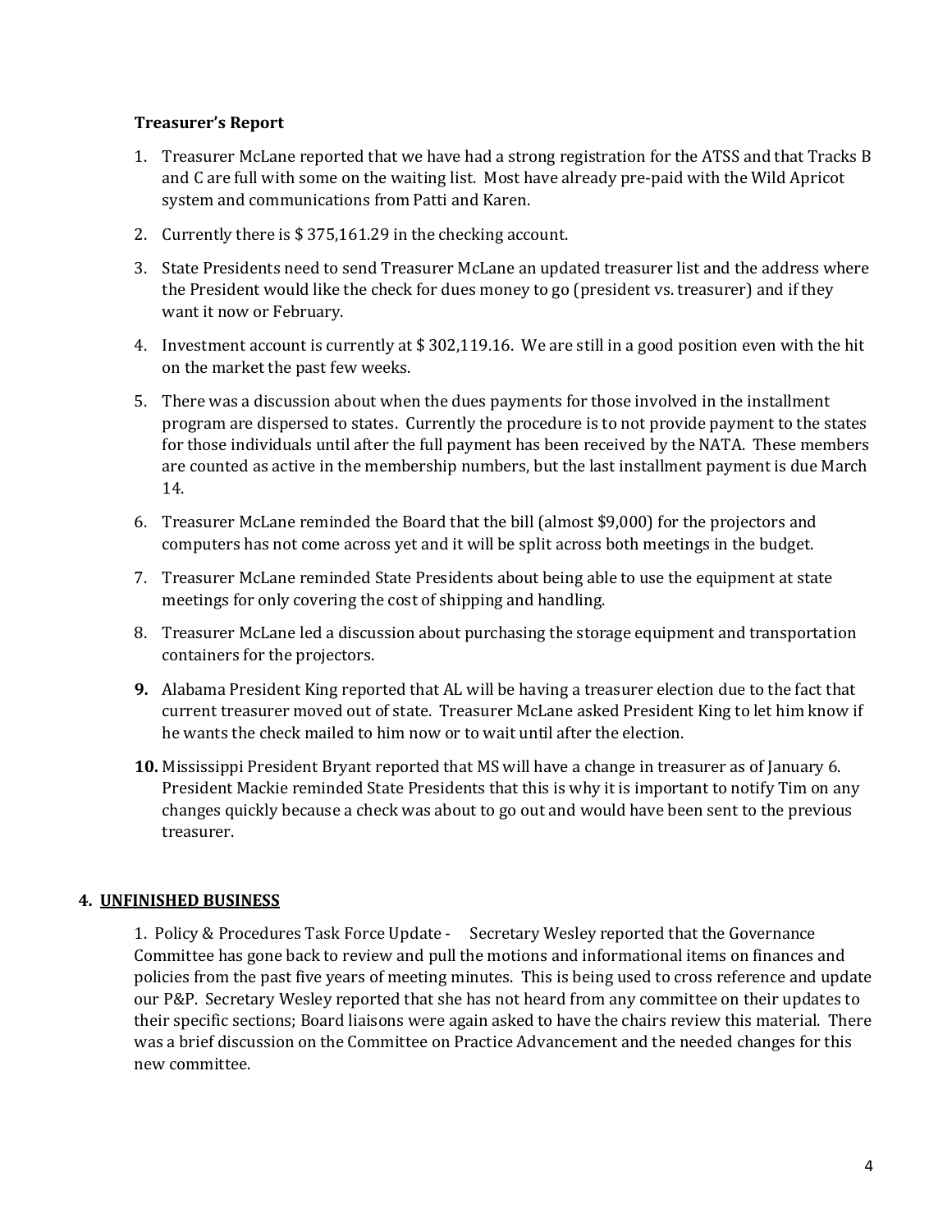**Treasurer's Report**

1. Treasurer McLane reported that we have had a strong registration for the ATSS and that Tracks B and C are full with some on the waiting list. Most have already pre-paid with the Wild Apricot system and communications from Patti and Karen.

2. Currently there is $ 375,161.29 in the checking account.

3. State Presidents need to send Treasurer McLane an updated treasurer list and the address where the President would like the check for dues money to go (president vs. treasurer) and if they want it now or February.

4. Investment account is currently at $ 302,119.16. We are still in a good position even with the hit on the market the past few weeks.

5. There was a discussion about when the dues payments for those involved in the installment program are dispersed to states. Currently the procedure is to not provide payment to the states for those individuals until after the full payment has been received by the NATA. These members are counted as active in the membership numbers, but the last installment payment is due March 14.

6. Treasurer McLane reminded the Board that the bill (almost $9,000) for the projectors and computers has not come across yet and it will be split across both meetings in the budget.

7. Treasurer McLane reminded State Presidents about being able to use the equipment at state meetings for only covering the cost of shipping and handling.

8. Treasurer McLane led a discussion about purchasing the storage equipment and transportation containers for the projectors.

9. Alabama President King reported that AL will be having a treasurer election due to the fact that current treasurer moved out of state. Treasurer McLane asked President King to let him know if he wants the check mailed to him now or to wait until after the election.

10. Mississippi President Bryant reported that MS will have a change in treasurer as of January 6. President Mackie reminded State Presidents that this is why it is important to notify Tim on any changes quickly because a check was about to go out and would have been sent to the previous treasurer.

## 4. UNFINISHED BUSINESS

1. Policy & Procedures Task Force Update - Secretary Wesley reported that the Governance Committee has gone back to review and pull the motions and informational items on finances and policies from the past five years of meeting minutes. This is being used to cross reference and update our P&P. Secretary Wesley reported that she has not heard from any committee on their updates to their specific sections; Board liaisons were again asked to have the chairs review this material. There was a brief discussion on the Committee on Practice Advancement and the needed changes for this new committee.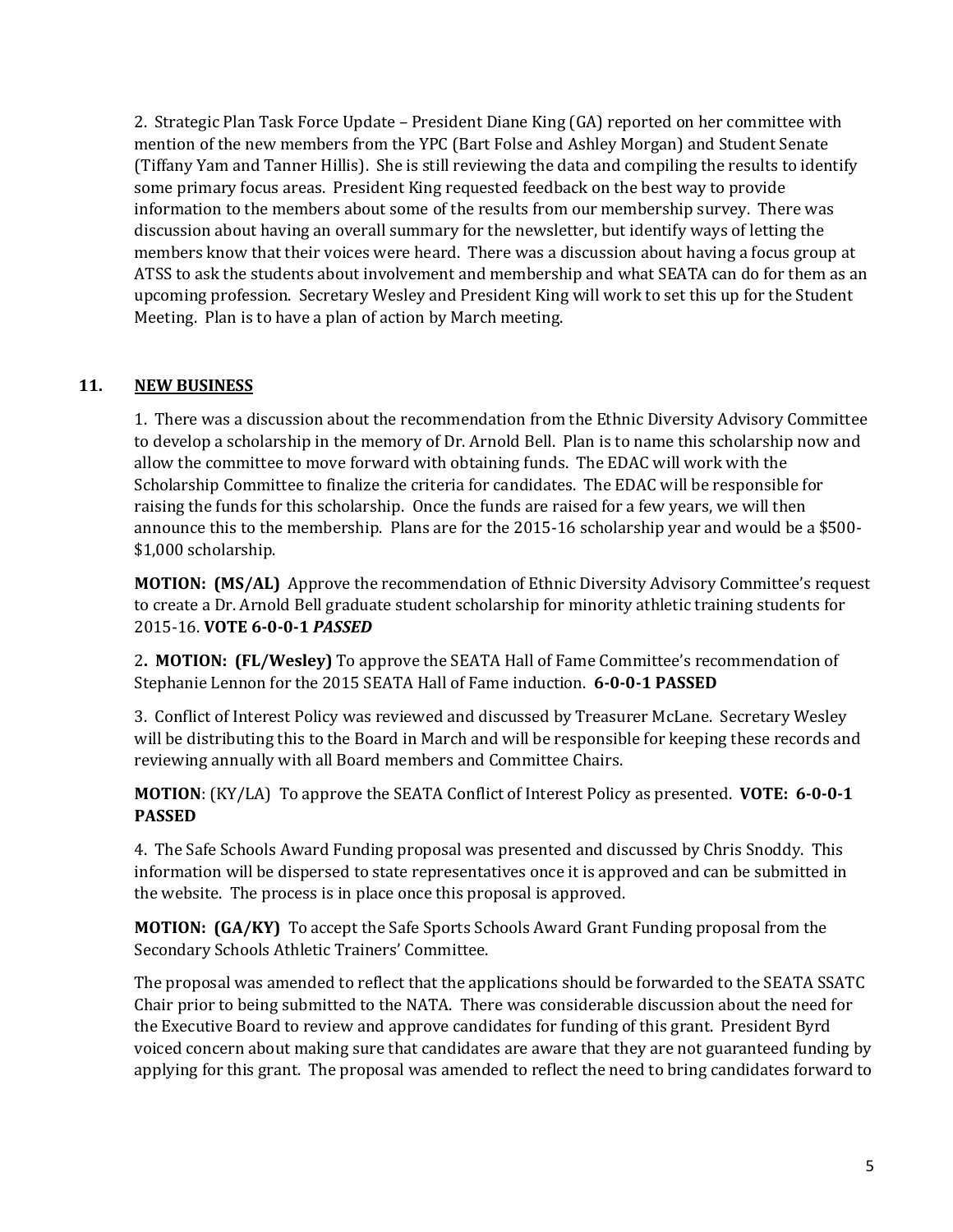2. Strategic Plan Task Force Update – President Diane King (GA) reported on her committee with mention of the new members from the YPC (Bart Folse and Ashley Morgan) and Student Senate (Tiffany Yam and Tanner Hillis). She is still reviewing the data and compiling the results to identify some primary focus areas. President King requested feedback on the best way to provide information to the members about some of the results from our membership survey. There was discussion about having an overall summary for the newsletter, but identify ways of letting the members know that their voices were heard. There was a discussion about having a focus group at ATSS to ask the students about involvement and membership and what SEATA can do for them as an upcoming profession. Secretary Wesley and President King will work to set this up for the Student Meeting. Plan is to have a plan of action by March meeting.

## 11. NEW BUSINESS

1. There was a discussion about the recommendation from the Ethnic Diversity Advisory Committee to develop a scholarship in the memory of Dr. Arnold Bell. Plan is to name this scholarship now and allow the committee to move forward with obtaining funds. The EDAC will work with the Scholarship Committee to finalize the criteria for candidates. The EDAC will be responsible for raising the funds for this scholarship. Once the funds are raised for a few years, we will then announce this to the membership. Plans are for the 2015-16 scholarship year and would be a $500-$1,000 scholarship.

**MOTION: (MS/AL)** Approve the recommendation of Ethnic Diversity Advisory Committee's request to create a Dr. Arnold Bell graduate student scholarship for minority athletic training students for 2015-16. **VOTE 6-0-0-1 *PASSED***

2**. MOTION: (FL/Wesley)** To approve the SEATA Hall of Fame Committee's recommendation of Stephanie Lennon for the 2015 SEATA Hall of Fame induction. **6-0-0-1 PASSED**

3. Conflict of Interest Policy was reviewed and discussed by Treasurer McLane. Secretary Wesley will be distributing this to the Board in March and will be responsible for keeping these records and reviewing annually with all Board members and Committee Chairs.

**MOTION**: (KY/LA) To approve the SEATA Conflict of Interest Policy as presented. **VOTE: 6-0-0-1 PASSED**

4. The Safe Schools Award Funding proposal was presented and discussed by Chris Snoddy. This information will be dispersed to state representatives once it is approved and can be submitted in the website. The process is in place once this proposal is approved.

**MOTION: (GA/KY)** To accept the Safe Sports Schools Award Grant Funding proposal from the Secondary Schools Athletic Trainers' Committee.

The proposal was amended to reflect that the applications should be forwarded to the SEATA SSATC Chair prior to being submitted to the NATA. There was considerable discussion about the need for the Executive Board to review and approve candidates for funding of this grant. President Byrd voiced concern about making sure that candidates are aware that they are not guaranteed funding by applying for this grant. The proposal was amended to reflect the need to bring candidates forward to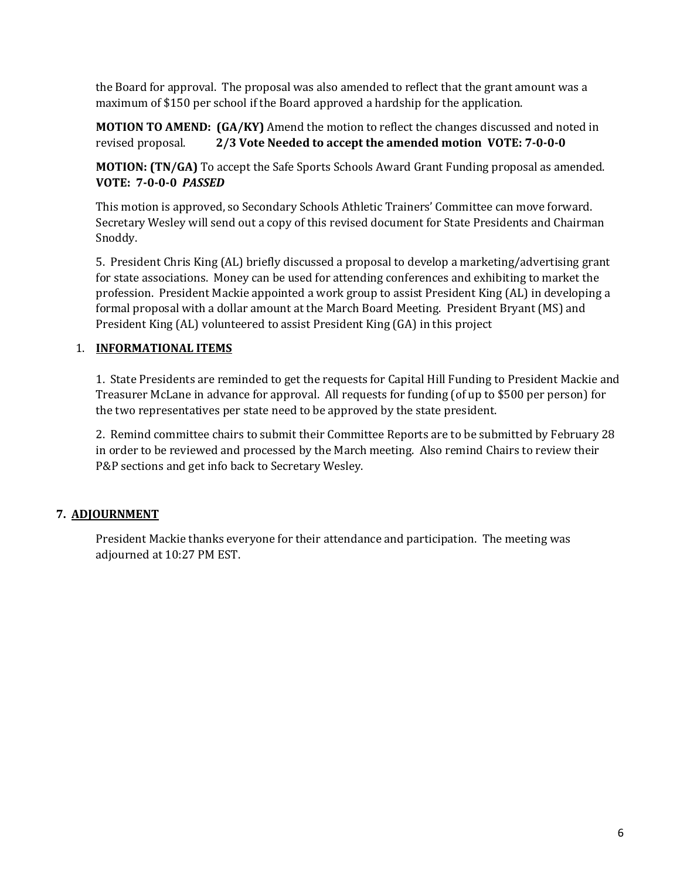the Board for approval. The proposal was also amended to reflect that the grant amount was a maximum of $150 per school if the Board approved a hardship for the application.

**MOTION TO AMEND: (GA/KY)** Amend the motion to reflect the changes discussed and noted in revised proposal. **2/3 Vote Needed to accept the amended motion VOTE: 7-0-0-0**

**MOTION: (TN/GA)** To accept the Safe Sports Schools Award Grant Funding proposal as amended. **VOTE: 7-0-0-0 *PASSED***

This motion is approved, so Secondary Schools Athletic Trainers' Committee can move forward. Secretary Wesley will send out a copy of this revised document for State Presidents and Chairman Snoddy.

5. President Chris King (AL) briefly discussed a proposal to develop a marketing/advertising grant for state associations. Money can be used for attending conferences and exhibiting to market the profession. President Mackie appointed a work group to assist President King (AL) in developing a formal proposal with a dollar amount at the March Board Meeting. President Bryant (MS) and President King (AL) volunteered to assist President King (GA) in this project

1. **INFORMATIONAL ITEMS**

1. State Presidents are reminded to get the requests for Capital Hill Funding to President Mackie and Treasurer McLane in advance for approval. All requests for funding (of up to $500 per person) for the two representatives per state need to be approved by the state president.

2. Remind committee chairs to submit their Committee Reports are to be submitted by February 28 in order to be reviewed and processed by the March meeting. Also remind Chairs to review their P&P sections and get info back to Secretary Wesley.

## 7. ADJOURNMENT

President Mackie thanks everyone for their attendance and participation. The meeting was adjourned at 10:27 PM EST.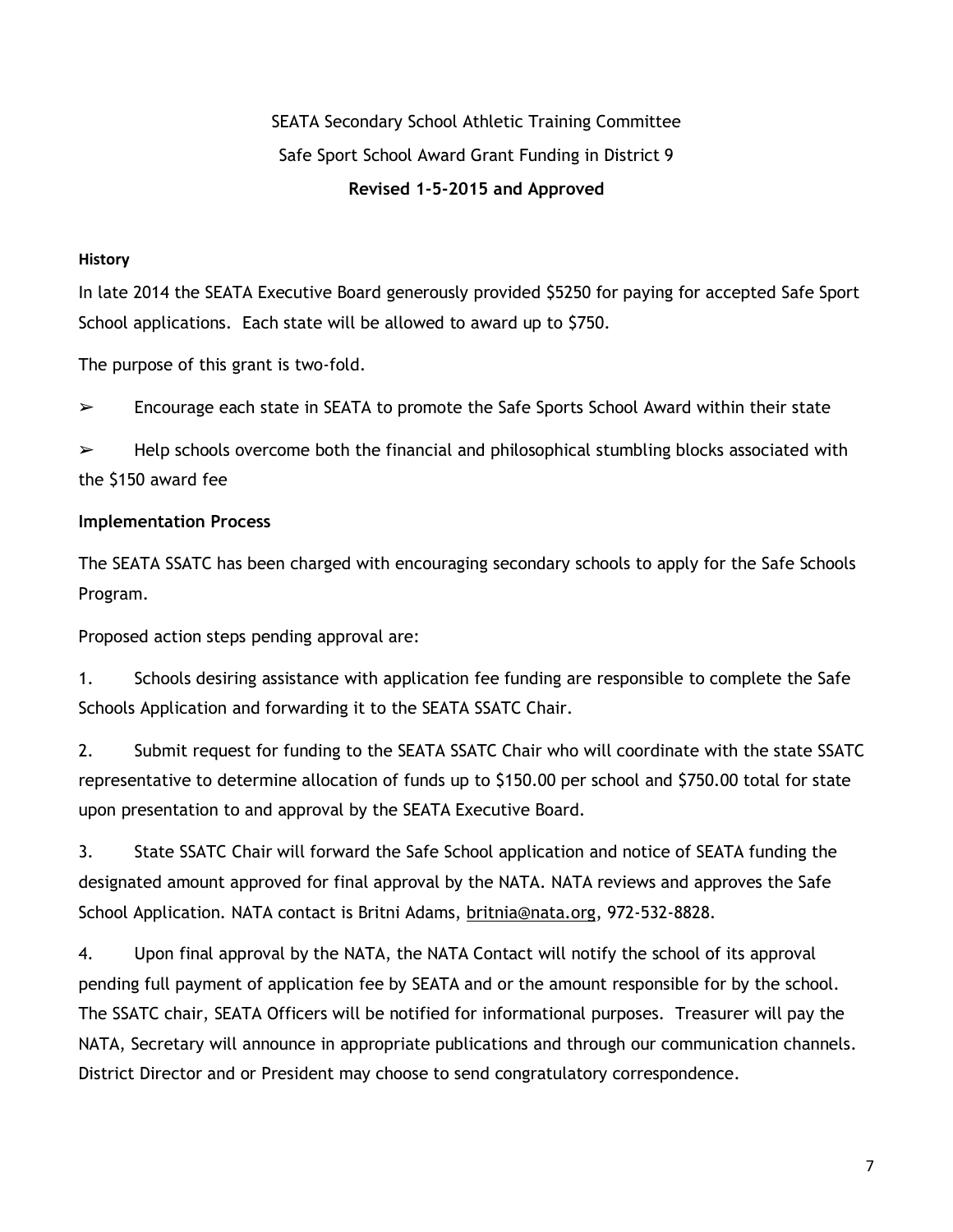SEATA Secondary School Athletic Training Committee

Safe Sport School Award Grant Funding in District 9

**Revised 1-5-2015 and Approved**

**History**

In late 2014 the SEATA Executive Board generously provided $5250 for paying for accepted Safe Sport School applications. Each state will be allowed to award up to $750.

The purpose of this grant is two-fold.

- ➢ Encourage each state in SEATA to promote the Safe Sports School Award within their state
- ➢ Help schools overcome both the financial and philosophical stumbling blocks associated with the $150 award fee

**Implementation Process**

The SEATA SSATC has been charged with encouraging secondary schools to apply for the Safe Schools Program.

Proposed action steps pending approval are:

1. Schools desiring assistance with application fee funding are responsible to complete the Safe Schools Application and forwarding it to the SEATA SSATC Chair.

2. Submit request for funding to the SEATA SSATC Chair who will coordinate with the state SSATC representative to determine allocation of funds up to $150.00 per school and $750.00 total for state upon presentation to and approval by the SEATA Executive Board.

3. State SSATC Chair will forward the Safe School application and notice of SEATA funding the designated amount approved for final approval by the NATA. NATA reviews and approves the Safe School Application. NATA contact is Britni Adams, britnia@nata.org, 972-532-8828.

4. Upon final approval by the NATA, the NATA Contact will notify the school of its approval pending full payment of application fee by SEATA and or the amount responsible for by the school. The SSATC chair, SEATA Officers will be notified for informational purposes. Treasurer will pay the NATA, Secretary will announce in appropriate publications and through our communication channels. District Director and or President may choose to send congratulatory correspondence.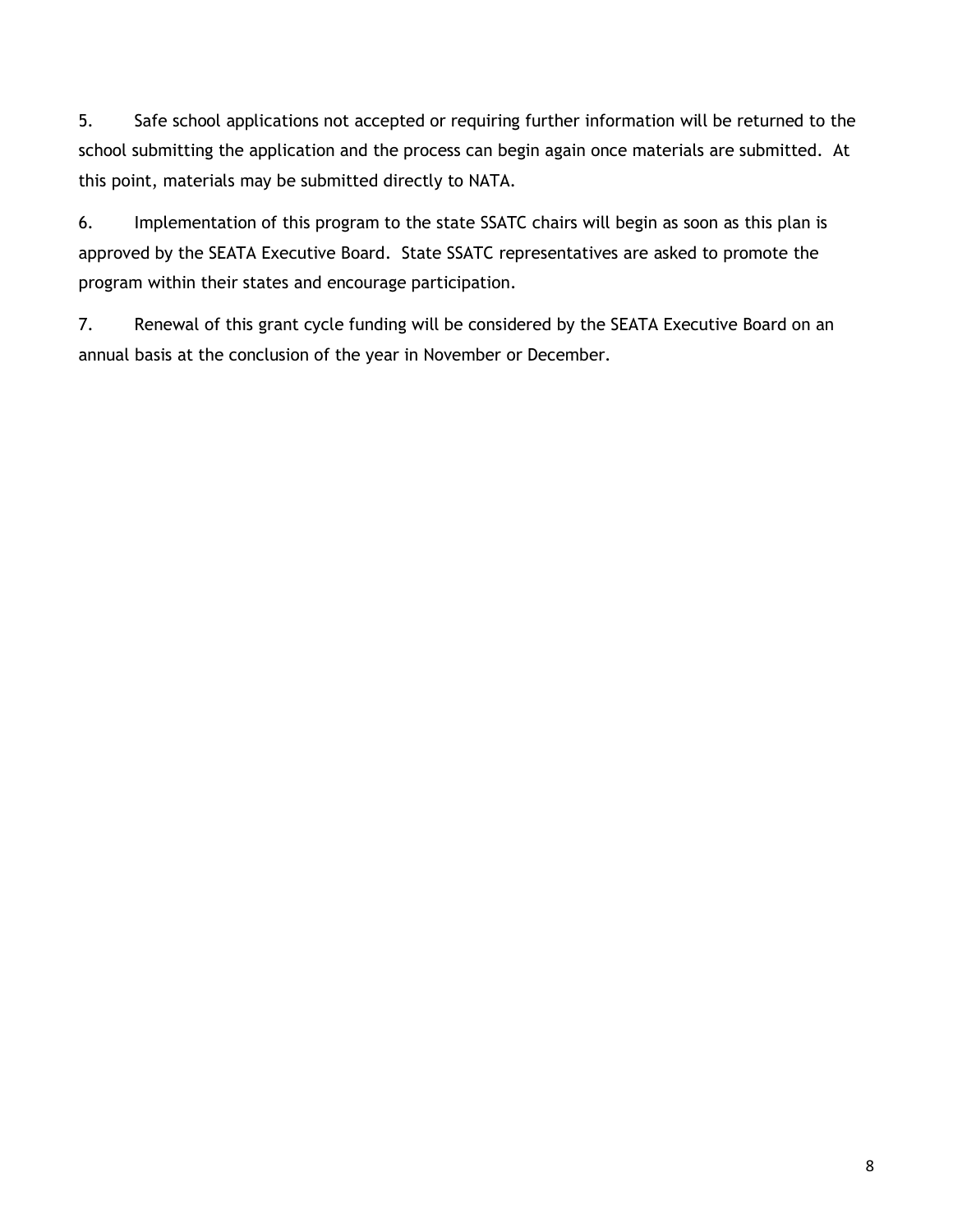5. Safe school applications not accepted or requiring further information will be returned to the school submitting the application and the process can begin again once materials are submitted. At this point, materials may be submitted directly to NATA.

6. Implementation of this program to the state SSATC chairs will begin as soon as this plan is approved by the SEATA Executive Board. State SSATC representatives are asked to promote the program within their states and encourage participation.

7. Renewal of this grant cycle funding will be considered by the SEATA Executive Board on an annual basis at the conclusion of the year in November or December.